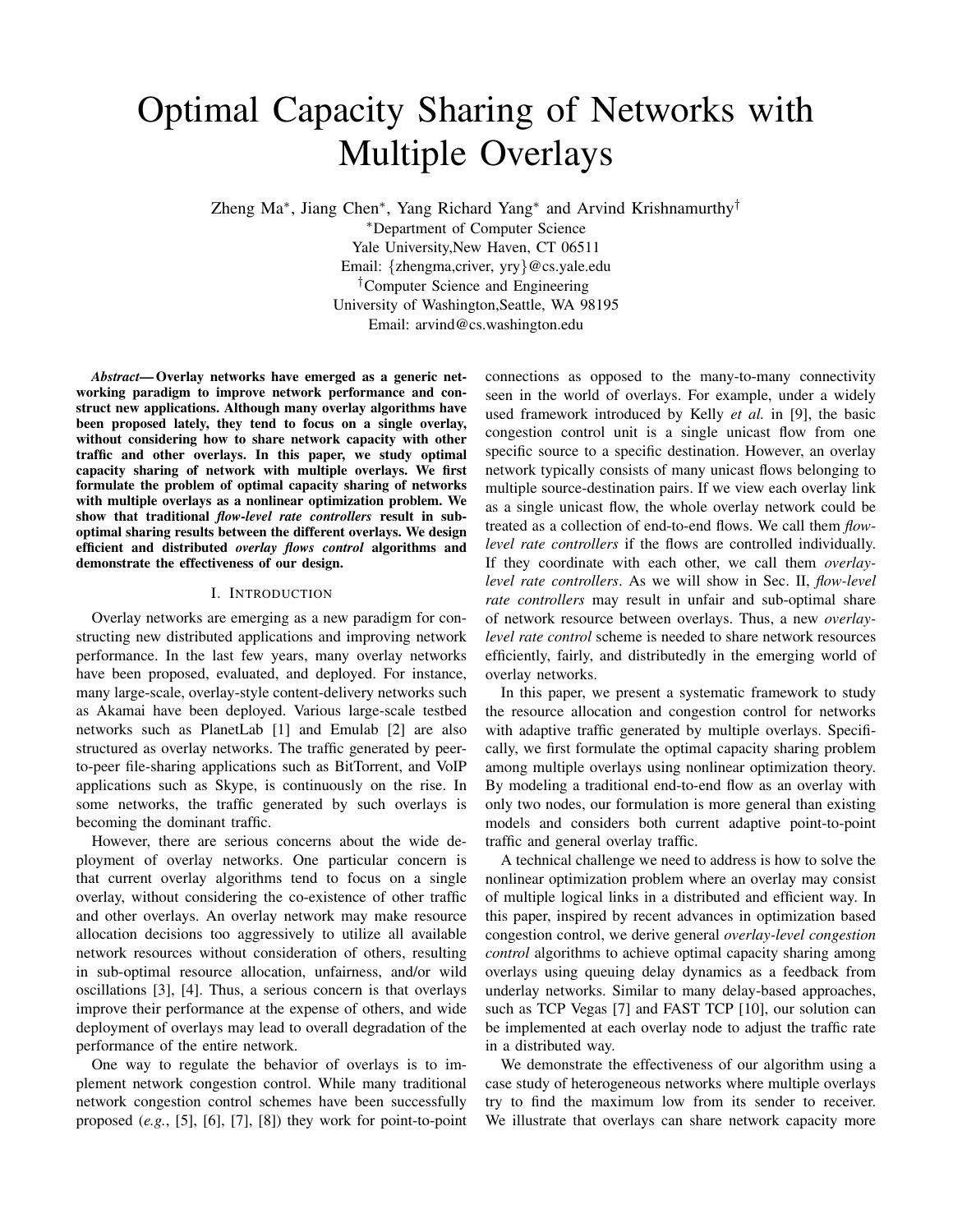# Optimal Capacity Sharing of Networks with Multiple Overlays

Zheng Ma[*], Jiang Chen[*], Yang Richard Yang[*] and Arvind Krishnamurthy[†]

[*]Department of Computer Science
Yale University,New Haven, CT 06511
Email: {zhengma,criver, yry}@cs.yale.edu

[†]Computer Science and Engineering
University of Washington,Seattle, WA 98195
Email: arvind@cs.washington.edu

***Abstract*— Overlay networks have emerged as a generic networking paradigm to improve network performance and construct new applications. Although many overlay algorithms have been proposed lately, they tend to focus on a single overlay, without considering how to share network capacity with other traffic and other overlays. In this paper, we study optimal capacity sharing of network with multiple overlays. We first formulate the problem of optimal capacity sharing of networks with multiple overlays as a nonlinear optimization problem. We show that traditional *flow-level rate controllers* result in sub-optimal sharing results between the different overlays. We design efficient and distributed *overlay flows control* algorithms and demonstrate the effectiveness of our design.**

## I. Introduction

Overlay networks are emerging as a new paradigm for constructing new distributed applications and improving network performance. In the last few years, many overlay networks have been proposed, evaluated, and deployed. For instance, many large-scale, overlay-style content-delivery networks such as Akamai have been deployed. Various large-scale testbed networks such as PlanetLab [1] and Emulab [2] are also structured as overlay networks. The traffic generated by peer-to-peer file-sharing applications such as BitTorrent, and VoIP applications such as Skype, is continuously on the rise. In some networks, the traffic generated by such overlays is becoming the dominant traffic.

However, there are serious concerns about the wide deployment of overlay networks. One particular concern is that current overlay algorithms tend to focus on a single overlay, without considering the co-existence of other traffic and other overlays. An overlay network may make resource allocation decisions too aggressively to utilize all available network resources without consideration of others, resulting in sub-optimal resource allocation, unfairness, and/or wild oscillations [3], [4]. Thus, a serious concern is that overlays improve their performance at the expense of others, and wide deployment of overlays may lead to overall degradation of the performance of the entire network.

One way to regulate the behavior of overlays is to implement network congestion control. While many traditional network congestion control schemes have been successfully proposed (*e.g.*, [5], [6], [7], [8]) they work for point-to-point connections as opposed to the many-to-many connectivity seen in the world of overlays. For example, under a widely used framework introduced by Kelly *et al.* in [9], the basic congestion control unit is a single unicast flow from one specific source to a specific destination. However, an overlay network typically consists of many unicast flows belonging to multiple source-destination pairs. If we view each overlay link as a single unicast flow, the whole overlay network could be treated as a collection of end-to-end flows. We call them *flow-level rate controllers* if the flows are controlled individually. If they coordinate with each other, we call them *overlay-level rate controllers*. As we will show in Sec. II, *flow-level rate controllers* may result in unfair and sub-optimal share of network resource between overlays. Thus, a new *overlay-level rate control* scheme is needed to share network resources efficiently, fairly, and distributedly in the emerging world of overlay networks.

In this paper, we present a systematic framework to study the resource allocation and congestion control for networks with adaptive traffic generated by multiple overlays. Specifically, we first formulate the optimal capacity sharing problem among multiple overlays using nonlinear optimization theory. By modeling a traditional end-to-end flow as an overlay with only two nodes, our formulation is more general than existing models and considers both current adaptive point-to-point traffic and general overlay traffic.

A technical challenge we need to address is how to solve the nonlinear optimization problem where an overlay may consist of multiple logical links in a distributed and efficient way. In this paper, inspired by recent advances in optimization based congestion control, we derive general *overlay-level congestion control* algorithms to achieve optimal capacity sharing among overlays using queuing delay dynamics as a feedback from underlay networks. Similar to many delay-based approaches, such as TCP Vegas [7] and FAST TCP [10], our solution can be implemented at each overlay node to adjust the traffic rate in a distributed way.

We demonstrate the effectiveness of our algorithm using a case study of heterogeneous networks where multiple overlays try to find the maximum low from its sender to receiver. We illustrate that overlays can share network capacity more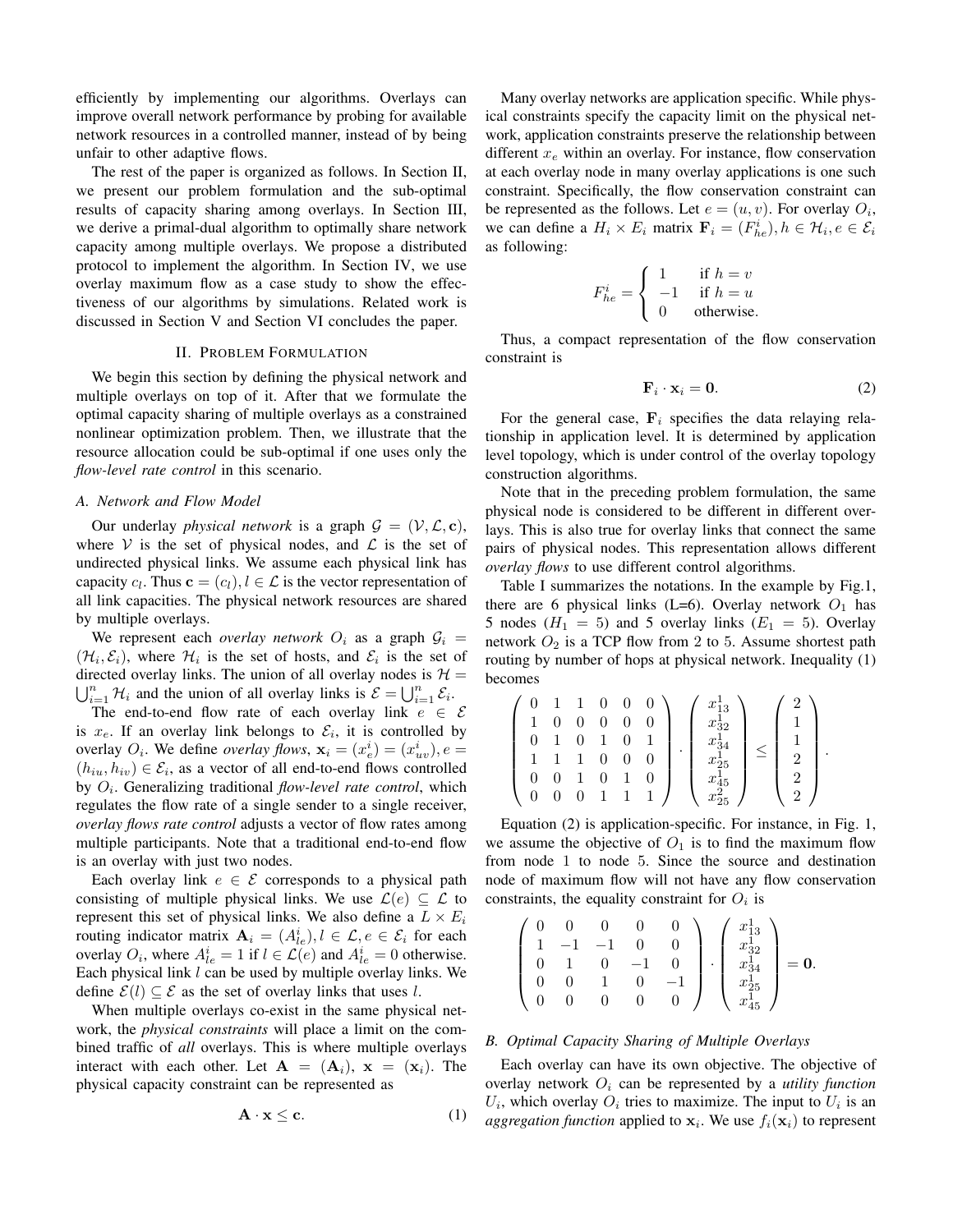efficiently by implementing our algorithms. Overlays can improve overall network performance by probing for available network resources in a controlled manner, instead of by being unfair to other adaptive flows.

The rest of the paper is organized as follows. In Section II, we present our problem formulation and the sub-optimal results of capacity sharing among overlays. In Section III, we derive a primal-dual algorithm to optimally share network capacity among multiple overlays. We propose a distributed protocol to implement the algorithm. In Section IV, we use overlay maximum flow as a case study to show the effectiveness of our algorithms by simulations. Related work is discussed in Section V and Section VI concludes the paper.

## II. Problem Formulation

We begin this section by defining the physical network and multiple overlays on top of it. After that we formulate the optimal capacity sharing of multiple overlays as a constrained nonlinear optimization problem. Then, we illustrate that the resource allocation could be sub-optimal if one uses only the *flow-level rate control* in this scenario.

### A. Network and Flow Model

Our underlay *physical network* is a graph $\mathcal{G} = (\mathcal{V}, \mathcal{L}, \mathbf{c})$, where $\mathcal{V}$ is the set of physical nodes, and $\mathcal{L}$ is the set of undirected physical links. We assume each physical link has capacity $c_l$. Thus $\mathbf{c} = (c_l), l \in \mathcal{L}$ is the vector representation of all link capacities. The physical network resources are shared by multiple overlays.

We represent each *overlay network* $O_i$ as a graph $\mathcal{G}_i = (\mathcal{H}_i, \mathcal{E}_i)$, where $\mathcal{H}_i$ is the set of hosts, and $\mathcal{E}_i$ is the set of directed overlay links. The union of all overlay nodes is $\mathcal{H} = \bigcup_{i=1}^{n} \mathcal{H}_i$ and the union of all overlay links is $\mathcal{E} = \bigcup_{i=1}^{n} \mathcal{E}_i$.

The end-to-end flow rate of each overlay link $e \in \mathcal{E}$ is $x_e$. If an overlay link belongs to $\mathcal{E}_i$, it is controlled by overlay $O_i$. We define *overlay flows*, $\mathbf{x}_i = (x_e^i) = (x_{uv}^i), e = (h_{iu}, h_{iv}) \in \mathcal{E}_i$, as a vector of all end-to-end flows controlled by $O_i$. Generalizing traditional *flow-level rate control*, which regulates the flow rate of a single sender to a single receiver, *overlay flows rate control* adjusts a vector of flow rates among multiple participants. Note that a traditional end-to-end flow is an overlay with just two nodes.

Each overlay link $e \in \mathcal{E}$ corresponds to a physical path consisting of multiple physical links. We use $\mathcal{L}(e) \subseteq \mathcal{L}$ to represent this set of physical links. We also define a $L \times E_i$ routing indicator matrix $\mathbf{A}_i = (A_{le}^i), l \in \mathcal{L}, e \in \mathcal{E}_i$ for each overlay $O_i$, where $A_{le}^i = 1$ if $l \in \mathcal{L}(e)$ and $A_{le}^i = 0$ otherwise. Each physical link $l$ can be used by multiple overlay links. We define $\mathcal{E}(l) \subseteq \mathcal{E}$ as the set of overlay links that uses $l$.

When multiple overlays co-exist in the same physical network, the *physical constraints* will place a limit on the combined traffic of *all* overlays. This is where multiple overlays interact with each other. Let $\mathbf{A} = (\mathbf{A}_i)$, $\mathbf{x} = (\mathbf{x}_i)$. The physical capacity constraint can be represented as

$$\mathbf{A} \cdot \mathbf{x} \leq \mathbf{c}. \tag{1}$$

Many overlay networks are application specific. While physical constraints specify the capacity limit on the physical network, application constraints preserve the relationship between different $x_e$ within an overlay. For instance, flow conservation at each overlay node in many overlay applications is one such constraint. Specifically, the flow conservation constraint can be represented as the follows. Let $e = (u, v)$. For overlay $O_i$, we can define a $H_i \times E_i$ matrix $\mathbf{F}_i = (F_{he}^i), h \in \mathcal{H}_i, e \in \mathcal{E}_i$ as following:

$$F_{he}^i = \begin{cases} 1 & \text{if } h = v \\ -1 & \text{if } h = u \\ 0 & \text{otherwise.} \end{cases}$$

Thus, a compact representation of the flow conservation constraint is

$$\mathbf{F}_i \cdot \mathbf{x}_i = \mathbf{0}. \tag{2}$$

For the general case, $\mathbf{F}_i$ specifies the data relaying relationship in application level. It is determined by application level topology, which is under control of the overlay topology construction algorithms.

Note that in the preceding problem formulation, the same physical node is considered to be different in different overlays. This is also true for overlay links that connect the same pairs of physical nodes. This representation allows different *overlay flows* to use different control algorithms.

Table I summarizes the notations. In the example by Fig.1, there are 6 physical links (L=6). Overlay network $O_1$ has 5 nodes ($H_1 = 5$) and 5 overlay links ($E_1 = 5$). Overlay network $O_2$ is a TCP flow from 2 to 5. Assume shortest path routing by number of hops at physical network. Inequality (1) becomes

$$\begin{pmatrix} 0 & 1 & 1 & 0 & 0 & 0 \\ 1 & 0 & 0 & 0 & 0 & 0 \\ 0 & 1 & 0 & 1 & 0 & 1 \\ 1 & 1 & 1 & 0 & 0 & 0 \\ 0 & 0 & 1 & 0 & 1 & 0 \\ 0 & 0 & 0 & 1 & 1 & 1 \end{pmatrix} \cdot \begin{pmatrix} x_{13}^1 \\ x_{32}^1 \\ x_{34}^1 \\ x_{25}^1 \\ x_{45}^1 \\ x_{25}^2 \end{pmatrix} \leq \begin{pmatrix} 2 \\ 1 \\ 1 \\ 2 \\ 2 \\ 2 \end{pmatrix}.$$

Equation (2) is application-specific. For instance, in Fig. 1, we assume the objective of $O_1$ is to find the maximum flow from node 1 to node 5. Since the source and destination node of maximum flow will not have any flow conservation constraints, the equality constraint for $O_i$ is

$$\begin{pmatrix} 0 & 0 & 0 & 0 & 0 \\ 1 & -1 & -1 & 0 & 0 \\ 0 & 1 & 0 & -1 & 0 \\ 0 & 0 & 1 & 0 & -1 \\ 0 & 0 & 0 & 0 & 0 \end{pmatrix} \cdot \begin{pmatrix} x_{13}^1 \\ x_{32}^1 \\ x_{34}^1 \\ x_{25}^1 \\ x_{45}^1 \end{pmatrix} = \mathbf{0}.$$

### B. Optimal Capacity Sharing of Multiple Overlays

Each overlay can have its own objective. The objective of overlay network $O_i$ can be represented by a *utility function* $U_i$, which overlay $O_i$ tries to maximize. The input to $U_i$ is an *aggregation function* applied to $\mathbf{x}_i$. We use $f_i(\mathbf{x}_i)$ to represent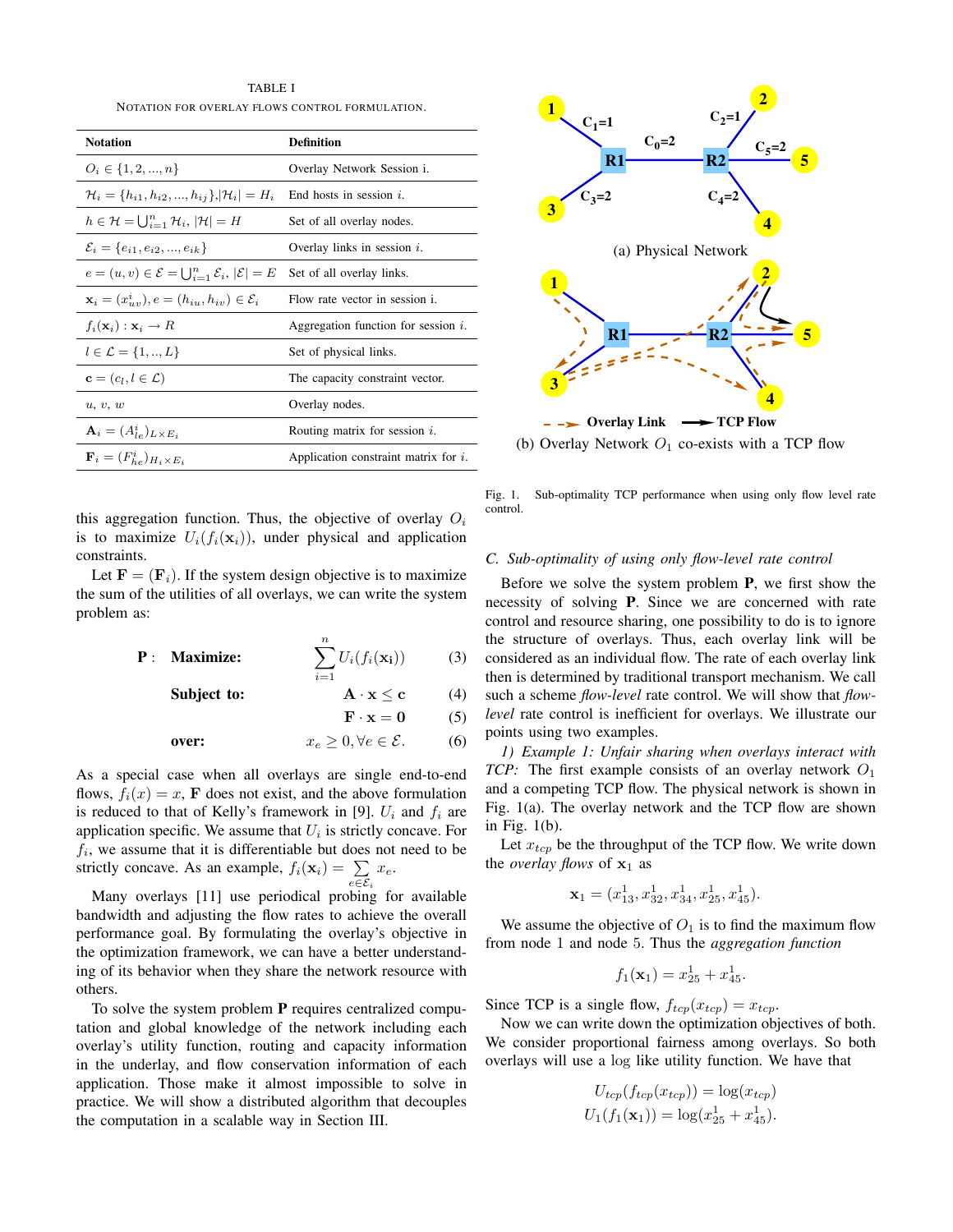TABLE I

NOTATION FOR OVERLAY FLOWS CONTROL FORMULATION.

| Notation | Definition |
|---|---|
| $O_i \in \{1, 2, ..., n\}$ | Overlay Network Session i. |
| $\mathcal{H}_i = \{h_{i1}, h_{i2}, ..., h_{ij}\}, \lvert\mathcal{H}_i\rvert = H_i$ | End hosts in session $i$. |
| $h \in \mathcal{H} = \bigcup_{i=1}^{n} \mathcal{H}_i$, $\lvert\mathcal{H}\rvert = H$ | Set of all overlay nodes. |
| $\mathcal{E}_i = \{e_{i1}, e_{i2}, ..., e_{ik}\}$ | Overlay links in session $i$. |
| $e = (u, v) \in \mathcal{E} = \bigcup_{i=1}^{n} \mathcal{E}_i$, $\lvert\mathcal{E}\rvert = E$ | Set of all overlay links. |
| $\mathbf{x}_i = (x^i_{uv}), e = (h_{iu}, h_{iv}) \in \mathcal{E}_i$ | Flow rate vector in session i. |
| $f_i(\mathbf{x}_i) : \mathbf{x}_i \rightarrow R$ | Aggregation function for session $i$. |
| $l \in \mathcal{L} = \{1, .., L\}$ | Set of physical links. |
| $\mathbf{c} = (c_l, l \in \mathcal{L})$ | The capacity constraint vector. |
| $u$, $v$, $w$ | Overlay nodes. |
| $\mathbf{A}_i = (A^i_{le})_{L \times E_i}$ | Routing matrix for session $i$. |
| $\mathbf{F}_i = (F^i_{he})_{H_i \times E_i}$ | Application constraint matrix for $i$. |

this aggregation function. Thus, the objective of overlay $O_i$ is to maximize $U_i(f_i(\mathbf{x}_i))$, under physical and application constraints.

Let $\mathbf{F} = (\mathbf{F}_i)$. If the system design objective is to maximize the sum of the utilities of all overlays, we can write the system problem as:

$$\mathbf{P}: \quad \textbf{Maximize:} \quad \sum_{i=1}^{n} U_i(f_i(\mathbf{x}_i)) \tag{3}$$

$$\textbf{Subject to:} \quad \mathbf{A} \cdot \mathbf{x} \leq \mathbf{c} \tag{4}$$

$$\mathbf{F} \cdot \mathbf{x} = \mathbf{0} \tag{5}$$

$$\textbf{over:} \quad x_e \geq 0, \forall e \in \mathcal{E}. \tag{6}$$

As a special case when all overlays are single end-to-end flows, $f_i(x) = x$, $\mathbf{F}$ does not exist, and the above formulation is reduced to that of Kelly's framework in [9]. $U_i$ and $f_i$ are application specific. We assume that $U_i$ is strictly concave. For $f_i$, we assume that it is differentiable but does not need to be strictly concave. As an example, $f_i(\mathbf{x}_i) = \sum_{e \in \mathcal{E}_i} x_e$.

Many overlays [11] use periodical probing for available bandwidth and adjusting the flow rates to achieve the overall performance goal. By formulating the overlay's objective in the optimization framework, we can have a better understanding of its behavior when they share the network resource with others.

To solve the system problem $\mathbf{P}$ requires centralized computation and global knowledge of the network including each overlay's utility function, routing and capacity information in the underlay, and flow conservation information of each application. Those make it almost impossible to solve in practice. We will show a distributed algorithm that decouples the computation in a scalable way in Section III.

(a) Physical Network

(b) Overlay Network $O_1$ co-exists with a TCP flow

Fig. 1. Sub-optimality TCP performance when using only flow level rate control.

### C. Sub-optimality of using only flow-level rate control

Before we solve the system problem $\mathbf{P}$, we first show the necessity of solving $\mathbf{P}$. Since we are concerned with rate control and resource sharing, one possibility to do is to ignore the structure of overlays. Thus, each overlay link will be considered as an individual flow. The rate of each overlay link then is determined by traditional transport mechanism. We call such a scheme *flow-level* rate control. We will show that *flow-level* rate control is inefficient for overlays. We illustrate our points using two examples.

*1) Example 1: Unfair sharing when overlays interact with TCP:* The first example consists of an overlay network $O_1$ and a competing TCP flow. The physical network is shown in Fig. 1(a). The overlay network and the TCP flow are shown in Fig. 1(b).

Let $x_{tcp}$ be the throughput of the TCP flow. We write down the *overlay flows* of $\mathbf{x}_1$ as

$$\mathbf{x}_1 = (x^1_{13}, x^1_{32}, x^1_{34}, x^1_{25}, x^1_{45}).$$

We assume the objective of $O_1$ is to find the maximum flow from node 1 and node 5. Thus the *aggregation function*

$$f_1(\mathbf{x}_1) = x^1_{25} + x^1_{45}.$$

Since TCP is a single flow, $f_{tcp}(x_{tcp}) = x_{tcp}$.

Now we can write down the optimization objectives of both. We consider proportional fairness among overlays. So both overlays will use a log like utility function. We have that

$$U_{tcp}(f_{tcp}(x_{tcp})) = \log(x_{tcp})$$
$$U_1(f_1(\mathbf{x}_1)) = \log(x^1_{25} + x^1_{45}).$$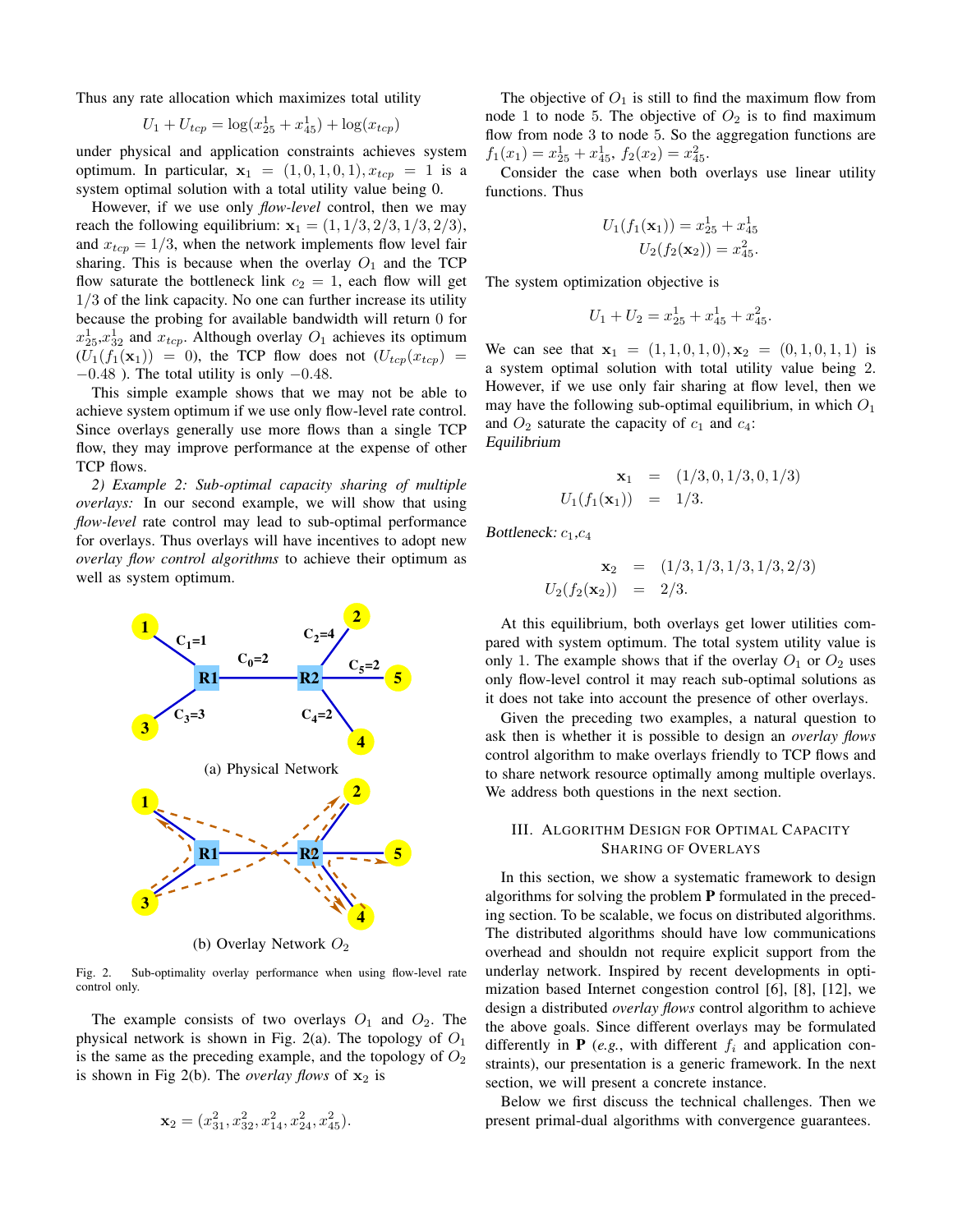Thus any rate allocation which maximizes total utility

$$U_1 + U_{tcp} = \log(x^1_{25} + x^1_{45}) + \log(x_{tcp})$$

under physical and application constraints achieves system optimum. In particular, $\mathbf{x}_1 = (1, 0, 1, 0, 1), x_{tcp} = 1$ is a system optimal solution with a total utility value being 0.

However, if we use only *flow-level* control, then we may reach the following equilibrium: $\mathbf{x}_1 = (1, 1/3, 2/3, 1/3, 2/3)$, and $x_{tcp} = 1/3$, when the network implements flow level fair sharing. This is because when the overlay $O_1$ and the TCP flow saturate the bottleneck link $c_2 = 1$, each flow will get $1/3$ of the link capacity. No one can further increase its utility because the probing for available bandwidth will return 0 for $x^1_{25}$,$x^1_{32}$ and $x_{tcp}$. Although overlay $O_1$ achieves its optimum ($U_1(f_1(\mathbf{x}_1)) = 0$), the TCP flow does not ($U_{tcp}(x_{tcp}) = -0.48$ ). The total utility is only $-0.48$.

This simple example shows that we may not be able to achieve system optimum if we use only flow-level rate control. Since overlays generally use more flows than a single TCP flow, they may improve performance at the expense of other TCP flows.

*2) Example 2: Sub-optimal capacity sharing of multiple overlays:* In our second example, we will show that using *flow-level* rate control may lead to sub-optimal performance for overlays. Thus overlays will have incentives to adopt new *overlay flow control algorithms* to achieve their optimum as well as system optimum.

(a) Physical Network

(b) Overlay Network $O_2$

Fig. 2. Sub-optimality overlay performance when using flow-level rate control only.

The example consists of two overlays $O_1$ and $O_2$. The physical network is shown in Fig. 2(a). The topology of $O_1$ is the same as the preceding example, and the topology of $O_2$ is shown in Fig 2(b). The *overlay flows* of $\mathbf{x}_2$ is

$$\mathbf{x}_2 = (x^2_{31}, x^2_{32}, x^2_{14}, x^2_{24}, x^2_{45}).$$

The objective of $O_1$ is still to find the maximum flow from node 1 to node 5. The objective of $O_2$ is to find maximum flow from node 3 to node 5. So the aggregation functions are $f_1(x_1) = x^1_{25} + x^1_{45}$, $f_2(x_2) = x^2_{45}$.

Consider the case when both overlays use linear utility functions. Thus

$$U_1(f_1(\mathbf{x}_1)) = x^1_{25} + x^1_{45}$$
$$U_2(f_2(\mathbf{x}_2)) = x^2_{45}.$$

The system optimization objective is

$$U_1 + U_2 = x^1_{25} + x^1_{45} + x^2_{45}.$$

We can see that $\mathbf{x}_1 = (1, 1, 0, 1, 0), \mathbf{x}_2 = (0, 1, 0, 1, 1)$ is a system optimal solution with total utility value being 2. However, if we use only fair sharing at flow level, then we may have the following sub-optimal equilibrium, in which $O_1$ and $O_2$ saturate the capacity of $c_1$ and $c_4$:
*Equilibrium*

$$\mathbf{x}_1 = (1/3, 0, 1/3, 0, 1/3)$$
$$U_1(f_1(\mathbf{x}_1)) = 1/3.$$

*Bottleneck:* $c_1$,$c_4$

$$\mathbf{x}_2 = (1/3, 1/3, 1/3, 1/3, 2/3)$$
$$U_2(f_2(\mathbf{x}_2)) = 2/3.$$

At this equilibrium, both overlays get lower utilities compared with system optimum. The total system utility value is only 1. The example shows that if the overlay $O_1$ or $O_2$ uses only flow-level control it may reach sub-optimal solutions as it does not take into account the presence of other overlays.

Given the preceding two examples, a natural question to ask then is whether it is possible to design an *overlay flows* control algorithm to make overlays friendly to TCP flows and to share network resource optimally among multiple overlays. We address both questions in the next section.

## III. Algorithm Design for Optimal Capacity Sharing of Overlays

In this section, we show a systematic framework to design algorithms for solving the problem $\mathbf{P}$ formulated in the preceding section. To be scalable, we focus on distributed algorithms. The distributed algorithms should have low communications overhead and shouldn not require explicit support from the underlay network. Inspired by recent developments in optimization based Internet congestion control [6], [8], [12], we design a distributed *overlay flows* control algorithm to achieve the above goals. Since different overlays may be formulated differently in $\mathbf{P}$ (*e.g.*, with different $f_i$ and application constraints), our presentation is a generic framework. In the next section, we will present a concrete instance.

Below we first discuss the technical challenges. Then we present primal-dual algorithms with convergence guarantees.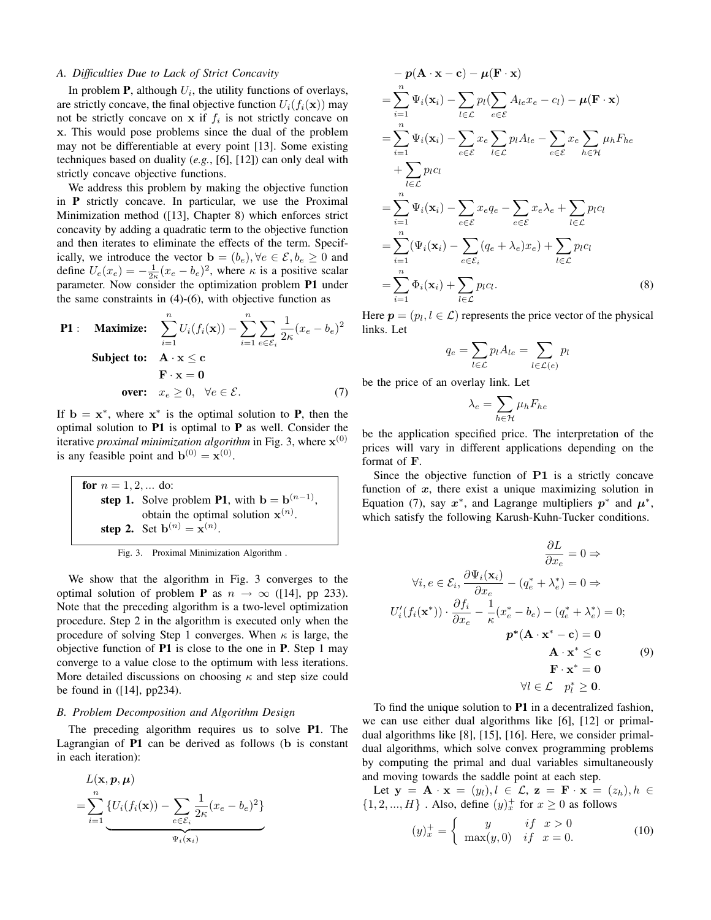### A. Difficulties Due to Lack of Strict Concavity

In problem $\mathbf{P}$, although $U_i$, the utility functions of overlays, are strictly concave, the final objective function $U_i(f_i(\mathbf{x}))$ may not be strictly concave on $\mathbf{x}$ if $f_i$ is not strictly concave on $\mathbf{x}$. This would pose problems since the dual of the problem may not be differentiable at every point [13]. Some existing techniques based on duality (*e.g.*, [6], [12]) can only deal with strictly concave objective functions.

We address this problem by making the objective function in $\mathbf{P}$ strictly concave. In particular, we use the Proximal Minimization method ([13], Chapter 8) which enforces strict concavity by adding a quadratic term to the objective function and then iterates to eliminate the effects of the term. Specifically, we introduce the vector $\mathbf{b} = (b_e), \forall e \in \mathcal{E}, b_e \geq 0$ and define $U_e(x_e) = -\frac{1}{2\kappa}(x_e - b_e)^2$, where $\kappa$ is a positive scalar parameter. Now consider the optimization problem **P1** under the same constraints in (4)-(6), with objective function as

$$
\begin{aligned}
\mathbf{P1}: \quad & \textbf{Maximize:} \quad \sum_{i=1}^{n} U_i(f_i(\mathbf{x})) - \sum_{i=1}^{n}\sum_{e\in\mathcal{E}_i} \frac{1}{2\kappa}(x_e - b_e)^2 \\
& \textbf{Subject to:} \quad \mathbf{A}\cdot\mathbf{x} \leq \mathbf{c} \\
& \qquad\qquad\qquad \mathbf{F}\cdot\mathbf{x} = \mathbf{0} \\
& \qquad\qquad \textbf{over:} \quad x_e \geq 0, \quad \forall e \in \mathcal{E}.
\end{aligned}
\tag{7}
$$

If $\mathbf{b} = \mathbf{x}^*$, where $\mathbf{x}^*$ is the optimal solution to $\mathbf{P}$, then the optimal solution to **P1** is optimal to $\mathbf{P}$ as well. Consider the iterative *proximal minimization algorithm* in Fig. 3, where $\mathbf{x}^{(0)}$ is any feasible point and $\mathbf{b}^{(0)} = \mathbf{x}^{(0)}$.

```
for n = 1, 2, ... do:
    step 1. Solve problem P1, with b = b^(n-1),
            obtain the optimal solution x^(n).
    step 2. Set b^(n) = x^(n).
```

Fig. 3. Proximal Minimization Algorithm .

We show that the algorithm in Fig. 3 converges to the optimal solution of problem $\mathbf{P}$ as $n \to \infty$ ([14], pp 233). Note that the preceding algorithm is a two-level optimization procedure. Step 2 in the algorithm is executed only when the procedure of solving Step 1 converges. When $\kappa$ is large, the objective function of **P1** is close to the one in $\mathbf{P}$. Step 1 may converge to a value close to the optimum with less iterations. More detailed discussions on choosing $\kappa$ and step size could be found in ([14], pp234).

### B. Problem Decomposition and Algorithm Design

The preceding algorithm requires us to solve **P1**. The Lagrangian of **P1** can be derived as follows ($\mathbf{b}$ is constant in each iteration):

$$
\begin{aligned}
& L(\mathbf{x}, \boldsymbol{p}, \boldsymbol{\mu}) \\
=& \sum_{i=1}^{n} \underbrace{\{U_i(f_i(\mathbf{x})) - \sum_{e\in\mathcal{E}_i} \frac{1}{2\kappa}(x_e - b_e)^2\}}_{\Psi_i(\mathbf{x}_i)} \\
& - \boldsymbol{p}(\mathbf{A}\cdot\mathbf{x} - \mathbf{c}) - \boldsymbol{\mu}(\mathbf{F}\cdot\mathbf{x}) \\
=& \sum_{i=1}^{n} \Psi_i(\mathbf{x}_i) - \sum_{l\in\mathcal{L}} p_l(\sum_{e\in\mathcal{E}} A_{le}x_e - c_l) - \boldsymbol{\mu}(\mathbf{F}\cdot\mathbf{x}) \\
=& \sum_{i=1}^{n} \Psi_i(\mathbf{x}_i) - \sum_{e\in\mathcal{E}} x_e \sum_{l\in\mathcal{L}} p_l A_{le} - \sum_{e\in\mathcal{E}} x_e \sum_{h\in\mathcal{H}} \mu_h F_{he} \\
& + \sum_{l\in\mathcal{L}} p_l c_l \\
=& \sum_{i=1}^{n} \Psi_i(\mathbf{x}_i) - \sum_{e\in\mathcal{E}} x_e q_e - \sum_{e\in\mathcal{E}} x_e \lambda_e + \sum_{l\in\mathcal{L}} p_l c_l \\
=& \sum_{i=1}^{n} (\Psi_i(\mathbf{x}_i) - \sum_{e\in\mathcal{E}_i} (q_e + \lambda_e) x_e) + \sum_{l\in\mathcal{L}} p_l c_l \\
=& \sum_{i=1}^{n} \Phi_i(\mathbf{x}_i) + \sum_{l\in\mathcal{L}} p_l c_l.
\end{aligned}
\tag{8}
$$

Here $\boldsymbol{p} = (p_l, l \in \mathcal{L})$ represents the price vector of the physical links. Let

$$
q_e = \sum_{l\in\mathcal{L}} p_l A_{le} = \sum_{l\in\mathcal{L}(e)} p_l
$$

be the price of an overlay link. Let

$$
\lambda_e = \sum_{h\in\mathcal{H}} \mu_h F_{he}
$$

be the application specified price. The interpretation of the prices will vary in different applications depending on the format of $\mathbf{F}$.

Since the objective function of **P1** is a strictly concave function of $\boldsymbol{x}$, there exist a unique maximizing solution in Equation (7), say $\boldsymbol{x}^*$, and Lagrange multipliers $\boldsymbol{p}^*$ and $\boldsymbol{\mu}^*$, which satisfy the following Karush-Kuhn-Tucker conditions.

$$
\begin{aligned}
\frac{\partial L}{\partial x_e} = 0 &\Rightarrow \\
\forall i, e \in \mathcal{E}_i, \frac{\partial \Psi_i(\mathbf{x}_i)}{\partial x_e} - (q_e^* + \lambda_e^*) = 0 &\Rightarrow \\
U_i'(f_i(\mathbf{x}^*)) \cdot \frac{\partial f_i}{\partial x_e} - \frac{1}{\kappa}(x_e^* - b_e) - (q_e^* + \lambda_e^*) &= 0; \\
\boldsymbol{p}^*(\mathbf{A}\cdot\mathbf{x}^* - \mathbf{c}) &= \mathbf{0} \\
\mathbf{A}\cdot\mathbf{x}^* &\leq \mathbf{c} \\
\mathbf{F}\cdot\mathbf{x}^* &= \mathbf{0} \\
\forall l \in \mathcal{L} \quad p_l^* &\geq \mathbf{0}.
\end{aligned}
\tag{9}
$$

To find the unique solution to **P1** in a decentralized fashion, we can use either dual algorithms like [6], [12] or primal-dual algorithms like [8], [15], [16]. Here, we consider primal-dual algorithms, which solve convex programming problems by computing the primal and dual variables simultaneously and moving towards the saddle point at each step.

Let $\mathbf{y} = \mathbf{A}\cdot\mathbf{x} = (y_l), l \in \mathcal{L}$, $\mathbf{z} = \mathbf{F}\cdot\mathbf{x} = (z_h), h \in \{1, 2, ..., H\}$ . Also, define $(y)_x^+$ for $x \geq 0$ as follows

$$
(y)_x^+ = \begin{cases} y & if \quad x > 0 \\ \max(y, 0) & if \quad x = 0. \end{cases}
\tag{10}
$$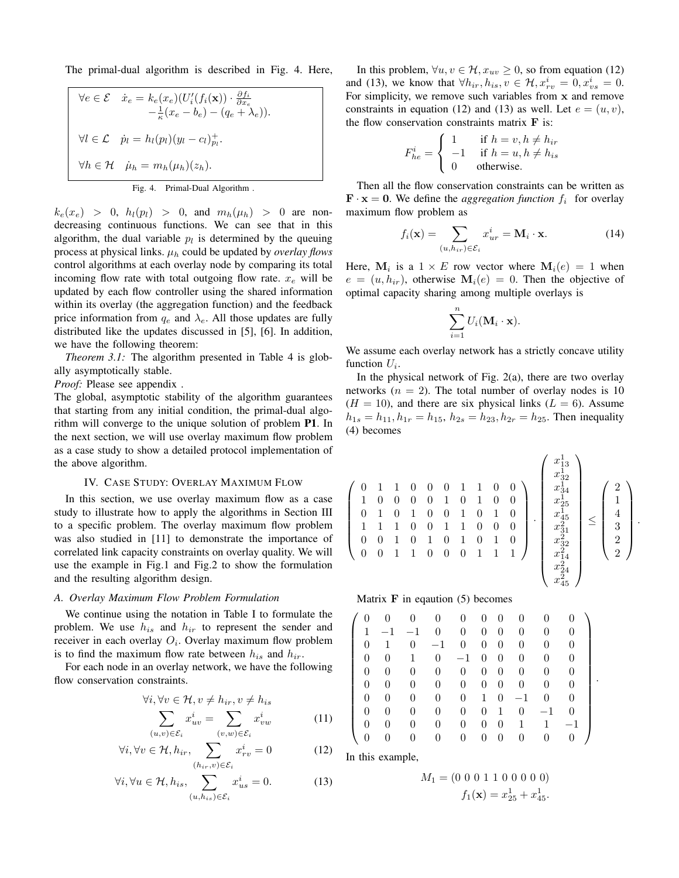The primal-dual algorithm is described in Fig. 4. Here,

$$
\begin{aligned}
&\forall e \in \mathcal{E} \quad \dot{x}_e = k_e(x_e)(U_i'(f_i(\mathbf{x})) \cdot \tfrac{\partial f_i}{\partial x_e} \\
&\qquad\qquad -\tfrac{1}{\kappa}(x_e - b_e) - (q_e + \lambda_e)). \\
&\forall l \in \mathcal{L} \quad \dot{p}_l = h_l(p_l)(y_l - c_l)^+_{p_l}. \\
&\forall h \in \mathcal{H} \quad \dot{\mu}_h = m_h(\mu_h)(z_h).
\end{aligned}
$$

Fig. 4. Primal-Dual Algorithm .

$k_e(x_e) > 0$, $h_l(p_l) > 0$, and $m_h(\mu_h) > 0$ are non-decreasing continuous functions. We can see that in this algorithm, the dual variable $p_l$ is determined by the queuing process at physical links. $\mu_h$ could be updated by *overlay flows* control algorithms at each overlay node by comparing its total incoming flow rate with total outgoing flow rate. $x_e$ will be updated by each flow controller using the shared information within its overlay (the aggregation function) and the feedback price information from $q_e$ and $\lambda_e$. All those updates are fully distributed like the updates discussed in [5], [6]. In addition, we have the following theorem:

*Theorem 3.1:* The algorithm presented in Table 4 is globally asymptotically stable.

*Proof:* Please see appendix .

The global, asymptotic stability of the algorithm guarantees that starting from any initial condition, the primal-dual algorithm will converge to the unique solution of problem **P1**. In the next section, we will use overlay maximum flow problem as a case study to show a detailed protocol implementation of the above algorithm.

## IV. Case Study: Overlay Maximum Flow

In this section, we use overlay maximum flow as a case study to illustrate how to apply the algorithms in Section III to a specific problem. The overlay maximum flow problem was also studied in [11] to demonstrate the importance of correlated link capacity constraints on overlay quality. We will use the example in Fig.1 and Fig.2 to show the formulation and the resulting algorithm design.

### A. Overlay Maximum Flow Problem Formulation

We continue using the notation in Table I to formulate the problem. We use $h_{is}$ and $h_{ir}$ to represent the sender and receiver in each overlay $O_i$. Overlay maximum flow problem is to find the maximum flow rate between $h_{is}$ and $h_{ir}$.

For each node in an overlay network, we have the following flow conservation constraints.

$$
\forall i, \forall v \in \mathcal{H}, v \neq h_{ir}, v \neq h_{is}
$$
$$
\sum_{(u,v)\in\mathcal{E}_i} x^i_{uv} = \sum_{(v,w)\in\mathcal{E}_i} x^i_{vw} \tag{11}
$$
$$
\forall i, \forall v \in \mathcal{H}, h_{ir}, \sum_{(h_{ir},v)\in\mathcal{E}_i} x^i_{rv} = 0 \tag{12}
$$
$$
\forall i, \forall u \in \mathcal{H}, h_{is}, \sum_{(u,h_{is})\in\mathcal{E}_i} x^i_{us} = 0. \tag{13}
$$

In this problem, $\forall u, v \in \mathcal{H}, x_{uv} \geq 0$, so from equation (12) and (13), we know that $\forall h_{ir}, h_{is}, v \in \mathcal{H}, x^i_{rv} = 0, x^i_{vs} = 0$. For simplicity, we remove such variables from $\mathbf{x}$ and remove constraints in equation (12) and (13) as well. Let $e = (u, v)$, the flow conservation constraints matrix $\mathbf{F}$ is:

$$
F^i_{he} = \begin{cases} 1 & \text{if } h = v, h \neq h_{ir} \\ -1 & \text{if } h = u, h \neq h_{is} \\ 0 & \text{otherwise.} \end{cases}
$$

Then all the flow conservation constraints can be written as $\mathbf{F} \cdot \mathbf{x} = \mathbf{0}$. We define the *aggregation function* $f_i$ for overlay maximum flow problem as

$$
f_i(\mathbf{x}) = \sum_{(u,h_{ir})\in\mathcal{E}_i} x^i_{ur} = \mathbf{M}_i \cdot \mathbf{x}. \tag{14}
$$

Here, $\mathbf{M}_i$ is a $1 \times E$ row vector where $\mathbf{M}_i(e) = 1$ when $e = (u, h_{ir})$, otherwise $\mathbf{M}_i(e) = 0$. Then the objective of optimal capacity sharing among multiple overlays is

$$
\sum_{i=1}^{n} U_i(\mathbf{M}_i \cdot \mathbf{x}).
$$

We assume each overlay network has a strictly concave utility function $U_i$.

In the physical network of Fig. 2(a), there are two overlay networks ($n = 2$). The total number of overlay nodes is 10 ($H = 10$), and there are six physical links ($L = 6$). Assume $h_{1s} = h_{11}, h_{1r} = h_{15}$, $h_{2s} = h_{23}, h_{2r} = h_{25}$. Then inequality (4) becomes

$$
\begin{pmatrix}
0 & 1 & 1 & 0 & 0 & 0 & 1 & 1 & 0 & 0 \\
1 & 0 & 0 & 0 & 0 & 1 & 0 & 1 & 0 & 0 \\
0 & 1 & 0 & 1 & 0 & 0 & 1 & 0 & 1 & 0 \\
1 & 1 & 1 & 0 & 0 & 1 & 1 & 0 & 0 & 0 \\
0 & 0 & 1 & 0 & 1 & 0 & 1 & 0 & 1 & 0 \\
0 & 0 & 1 & 1 & 0 & 0 & 0 & 1 & 1 & 1
\end{pmatrix}
\cdot
\begin{pmatrix}
x^1_{13} \\ x^1_{32} \\ x^1_{34} \\ x^1_{25} \\ x^1_{45} \\ x^2_{31} \\ x^2_{32} \\ x^2_{14} \\ x^2_{24} \\ x^2_{45}
\end{pmatrix}
\leq
\begin{pmatrix}
2 \\ 1 \\ 4 \\ 3 \\ 2 \\ 2
\end{pmatrix}.
$$

Matrix $\mathbf{F}$ in eqaution (5) becomes

$$
\begin{pmatrix}
0 & 0 & 0 & 0 & 0 & 0 & 0 & 0 & 0 & 0 \\
1 & -1 & -1 & 0 & 0 & 0 & 0 & 0 & 0 & 0 \\
0 & 1 & 0 & -1 & 0 & 0 & 0 & 0 & 0 & 0 \\
0 & 0 & 1 & 0 & -1 & 0 & 0 & 0 & 0 & 0 \\
0 & 0 & 0 & 0 & 0 & 0 & 0 & 0 & 0 & 0 \\
0 & 0 & 0 & 0 & 0 & 0 & 0 & 0 & 0 & 0 \\
0 & 0 & 0 & 0 & 0 & 1 & 0 & -1 & 0 & 0 \\
0 & 0 & 0 & 0 & 0 & 0 & 1 & 0 & -1 & 0 \\
0 & 0 & 0 & 0 & 0 & 0 & 0 & 1 & 1 & -1 \\
0 & 0 & 0 & 0 & 0 & 0 & 0 & 0 & 0 & 0
\end{pmatrix}.
$$

In this example,

$$
M_1 = (0\ 0\ 0\ 1\ 1\ 0\ 0\ 0\ 0\ 0)
$$
$$
f_1(\mathbf{x}) = x^1_{25} + x^1_{45}.
$$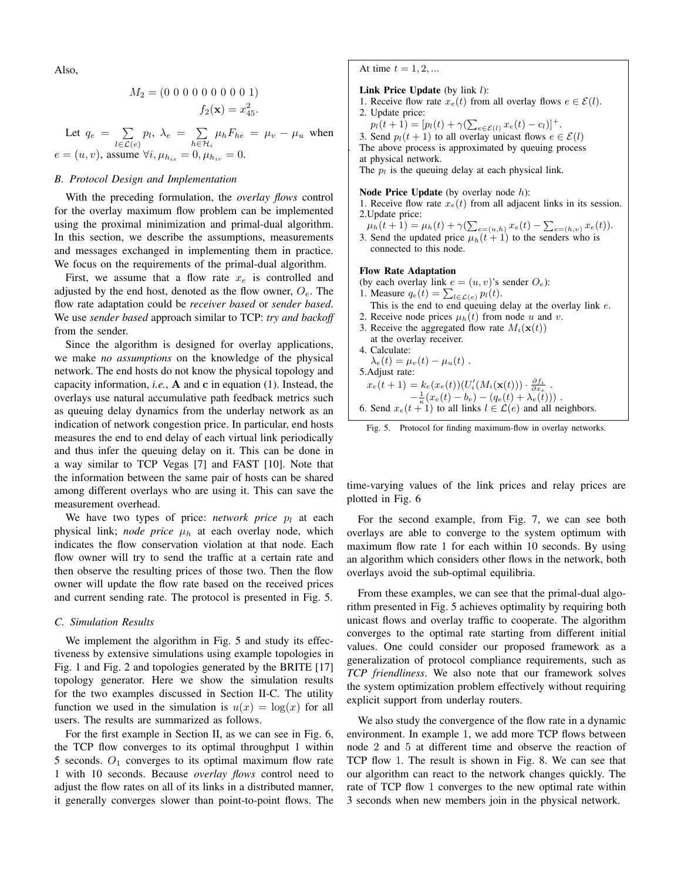Also,

$$M_2 = (0\ 0\ 0\ 0\ 0\ 0\ 0\ 0\ 0\ 0\ 1)$$

$$f_2(\mathbf{x}) = x_{45}^2.$$

Let $q_e = \sum_{l \in \mathcal{L}(e)} p_l$, $\lambda_e = \sum_{h \in \mathcal{H}_i} \mu_h F_{he} = \mu_v - \mu_u$ when $e = (u, v)$, assume $\forall i, \mu_{h_{is}} = 0, \mu_{h_{ir}} = 0$.

### B. Protocol Design and Implementation

With the preceding formulation, the *overlay flows* control for the overlay maximum flow problem can be implemented using the proximal minimization and primal-dual algorithm. In this section, we describe the assumptions, measurements and messages exchanged in implementing them in practice. We focus on the requirements of the primal-dual algorithm.

First, we assume that a flow rate $x_e$ is controlled and adjusted by the end host, denoted as the flow owner, $O_e$. The flow rate adaptation could be *receiver based* or *sender based*. We use *sender based* approach similar to TCP: *try and backoff* from the sender.

Since the algorithm is designed for overlay applications, we make *no assumptions* on the knowledge of the physical network. The end hosts do not know the physical topology and capacity information, *i.e.*, $\mathbf{A}$ and $\mathbf{c}$ in equation (1). Instead, the overlays use natural accumulative path feedback metrics such as queuing delay dynamics from the underlay network as an indication of network congestion price. In particular, end hosts measures the end to end delay of each virtual link periodically and thus infer the queuing delay on it. This can be done in a way similar to TCP Vegas [7] and FAST [10]. Note that the information between the same pair of hosts can be shared among different overlays who are using it. This can save the measurement overhead.

We have two types of price: *network price* $p_l$ at each physical link; *node price* $\mu_h$ at each overlay node, which indicates the flow conservation violation at that node. Each flow owner will try to send the traffic at a certain rate and then observe the resulting prices of those two. Then the flow owner will update the flow rate based on the received prices and current sending rate. The protocol is presented in Fig. 5.

At time $t = 1, 2, ...$

**Link Price Update** (by link $l$):
1. Receive flow rate $x_e(t)$ from all overlay flows $e \in \mathcal{E}(l)$.
2. Update price:
   $p_l(t+1) = [p_l(t) + \gamma(\sum_{e \in \mathcal{E}(l)} x_e(t) - c_l)]^+$.
3. Send $p_l(t+1)$ to all overlay unicast flows $e \in \mathcal{E}(l)$

The above process is approximated by queuing process at physical network.
The $p_l$ is the queuing delay at each physical link.

**Node Price Update** (by overlay node $h$):
1. Receive flow rate $x_e(t)$ from all adjacent links in its session.
2. Update price:
   $\mu_h(t+1) = \mu_h(t) + \gamma(\sum_{e=(u,h)} x_e(t) - \sum_{e=(h,v)} x_e(t))$.
3. Send the updated price $\mu_h(t+1)$ to the senders who is connected to this node.

**Flow Rate Adaptation**
(by each overlay link $e = (u, v)$'s sender $O_e$):
1. Measure $q_e(t) = \sum_{l \in \mathcal{L}(e)} p_l(t)$.
   This is the end to end queuing delay at the overlay link $e$.
2. Receive node prices $\mu_h(t)$ from node $u$ and $v$.
3. Receive the aggregated flow rate $M_i(\mathbf{x}(t))$ at the overlay receiver.
4. Calculate:
   $\lambda_e(t) = \mu_v(t) - \mu_u(t)$ .
5. Adjust rate:
   $x_e(t+1) = k_e(x_e(t))(U_i'(M_i(\mathbf{x}(t))) \cdot \frac{\partial f_i}{\partial x_e}$ .
   $-\frac{1}{\kappa}(x_e(t) - b_e) - (q_e(t) + \lambda_e(t)))$ .
6. Send $x_e(t+1)$ to all links $l \in \mathcal{L}(e)$ and all neighbors.

Fig. 5. Protocol for finding maximum-flow in overlay networks.

### C. Simulation Results

We implement the algorithm in Fig. 5 and study its effectiveness by extensive simulations using example topologies in Fig. 1 and Fig. 2 and topologies generated by the BRITE [17] topology generator. Here we show the simulation results for the two examples discussed in Section II-C. The utility function we used in the simulation is $u(x) = \log(x)$ for all users. The results are summarized as follows.

For the first example in Section II, as we can see in Fig. 6, the TCP flow converges to its optimal throughput 1 within 5 seconds. $O_1$ converges to its optimal maximum flow rate 1 with 10 seconds. Because *overlay flows* control need to adjust the flow rates on all of its links in a distributed manner, it generally converges slower than point-to-point flows. The time-varying values of the link prices and relay prices are plotted in Fig. 6

For the second example, from Fig. 7, we can see both overlays are able to converge to the system optimum with maximum flow rate 1 for each within 10 seconds. By using an algorithm which considers other flows in the network, both overlays avoid the sub-optimal equilibria.

From these examples, we can see that the primal-dual algorithm presented in Fig. 5 achieves optimality by requiring both unicast flows and overlay traffic to cooperate. The algorithm converges to the optimal rate starting from different initial values. One could consider our proposed framework as a generalization of protocol compliance requirements, such as *TCP friendliness*. We also note that our framework solves the system optimization problem effectively without requiring explicit support from underlay routers.

We also study the convergence of the flow rate in a dynamic environment. In example 1, we add more TCP flows between node 2 and 5 at different time and observe the reaction of TCP flow 1. The result is shown in Fig. 8. We can see that our algorithm can react to the network changes quickly. The rate of TCP flow 1 converges to the new optimal rate within 3 seconds when new members join in the physical network.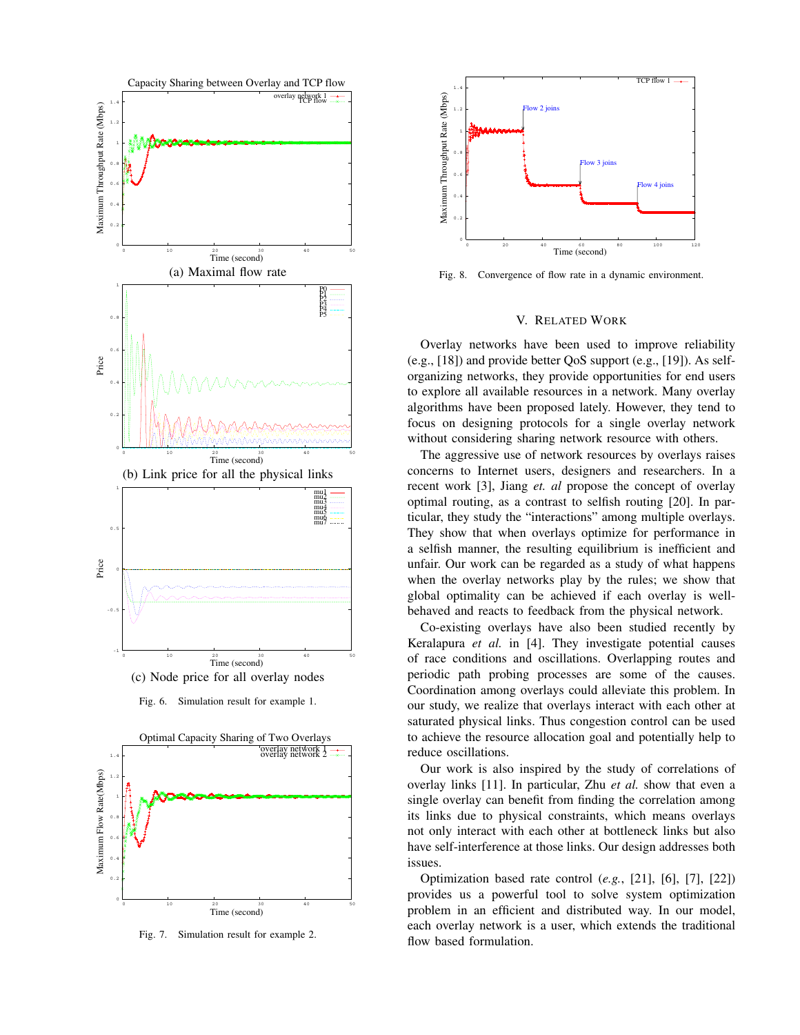(a) Maximal flow rate

(b) Link price for all the physical links

(c) Node price for all overlay nodes

Fig. 6. Simulation result for example 1.

Fig. 7. Simulation result for example 2.

Fig. 8. Convergence of flow rate in a dynamic environment.

## V. Related Work

Overlay networks have been used to improve reliability (e.g., [18]) and provide better QoS support (e.g., [19]). As self-organizing networks, they provide opportunities for end users to explore all available resources in a network. Many overlay algorithms have been proposed lately. However, they tend to focus on designing protocols for a single overlay network without considering sharing network resource with others.

The aggressive use of network resources by overlays raises concerns to Internet users, designers and researchers. In a recent work [3], Jiang *et. al* propose the concept of overlay optimal routing, as a contrast to selfish routing [20]. In particular, they study the "interactions" among multiple overlays. They show that when overlays optimize for performance in a selfish manner, the resulting equilibrium is inefficient and unfair. Our work can be regarded as a study of what happens when the overlay networks play by the rules; we show that global optimality can be achieved if each overlay is well-behaved and reacts to feedback from the physical network.

Co-existing overlays have also been studied recently by Keralapura *et al.* in [4]. They investigate potential causes of race conditions and oscillations. Overlapping routes and periodic path probing processes are some of the causes. Coordination among overlays could alleviate this problem. In our study, we realize that overlays interact with each other at saturated physical links. Thus congestion control can be used to achieve the resource allocation goal and potentially help to reduce oscillations.

Our work is also inspired by the study of correlations of overlay links [11]. In particular, Zhu *et al.* show that even a single overlay can benefit from finding the correlation among its links due to physical constraints, which means overlays not only interact with each other at bottleneck links but also have self-interference at those links. Our design addresses both issues.

Optimization based rate control (*e.g.*, [21], [6], [7], [22]) provides us a powerful tool to solve system optimization problem in an efficient and distributed way. In our model, each overlay network is a user, which extends the traditional flow based formulation.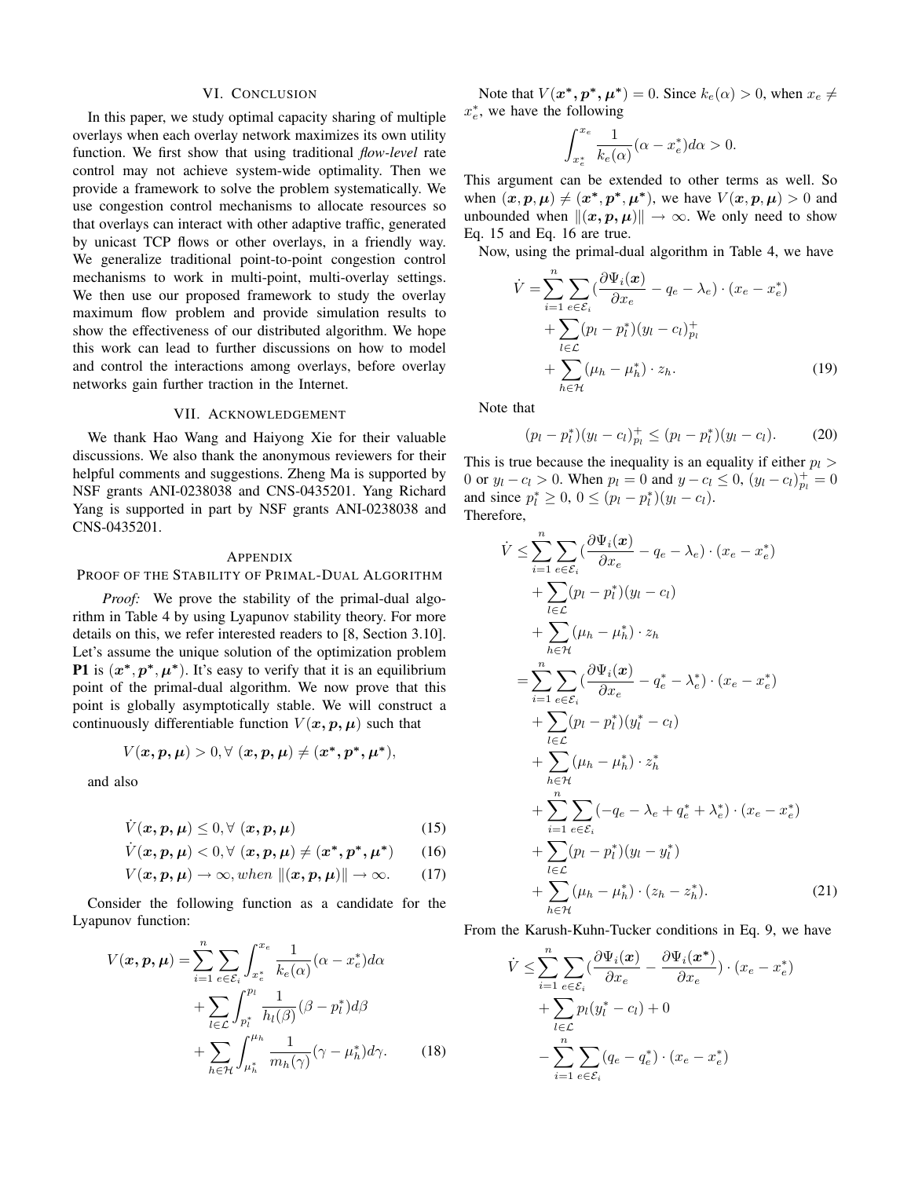## VI. Conclusion

In this paper, we study optimal capacity sharing of multiple overlays when each overlay network maximizes its own utility function. We first show that using traditional *flow-level* rate control may not achieve system-wide optimality. Then we provide a framework to solve the problem systematically. We use congestion control mechanisms to allocate resources so that overlays can interact with other adaptive traffic, generated by unicast TCP flows or other overlays, in a friendly way. We generalize traditional point-to-point congestion control mechanisms to work in multi-point, multi-overlay settings. We then use our proposed framework to study the overlay maximum flow problem and provide simulation results to show the effectiveness of our distributed algorithm. We hope this work can lead to further discussions on how to model and control the interactions among overlays, before overlay networks gain further traction in the Internet.

## VII. Acknowledgement

We thank Hao Wang and Haiyong Xie for their valuable discussions. We also thank the anonymous reviewers for their helpful comments and suggestions. Zheng Ma is supported by NSF grants ANI-0238038 and CNS-0435201. Yang Richard Yang is supported in part by NSF grants ANI-0238038 and CNS-0435201.

## Appendix
### Proof of the Stability of Primal-Dual Algorithm

*Proof:* We prove the stability of the primal-dual algorithm in Table 4 by using Lyapunov stability theory. For more details on this, we refer interested readers to [8, Section 3.10]. Let's assume the unique solution of the optimization problem **P1** is $(\boldsymbol{x}^*, \boldsymbol{p}^*, \boldsymbol{\mu}^*)$. It's easy to verify that it is an equilibrium point of the primal-dual algorithm. We now prove that this point is globally asymptotically stable. We will construct a continuously differentiable function $V(\boldsymbol{x}, \boldsymbol{p}, \boldsymbol{\mu})$ such that

$$V(\boldsymbol{x}, \boldsymbol{p}, \boldsymbol{\mu}) > 0, \forall\ (\boldsymbol{x}, \boldsymbol{p}, \boldsymbol{\mu}) \neq (\boldsymbol{x}^*, \boldsymbol{p}^*, \boldsymbol{\mu}^*),$$

and also

$$\dot{V}(\boldsymbol{x}, \boldsymbol{p}, \boldsymbol{\mu}) \leq 0, \forall\ (\boldsymbol{x}, \boldsymbol{p}, \boldsymbol{\mu}) \tag{15}$$

$$\dot{V}(\boldsymbol{x}, \boldsymbol{p}, \boldsymbol{\mu}) < 0, \forall\ (\boldsymbol{x}, \boldsymbol{p}, \boldsymbol{\mu}) \neq (\boldsymbol{x}^*, \boldsymbol{p}^*, \boldsymbol{\mu}^*) \tag{16}$$

$$V(\boldsymbol{x}, \boldsymbol{p}, \boldsymbol{\mu}) \to \infty, when\ \|(\boldsymbol{x}, \boldsymbol{p}, \boldsymbol{\mu})\| \to \infty. \tag{17}$$

Consider the following function as a candidate for the Lyapunov function:

$$\begin{aligned} V(\boldsymbol{x}, \boldsymbol{p}, \boldsymbol{\mu}) = & \sum_{i=1}^{n} \sum_{e \in \mathcal{E}_i} \int_{x_e^*}^{x_e} \frac{1}{k_e(\alpha)} (\alpha - x_e^*) d\alpha \\ & + \sum_{l \in \mathcal{L}} \int_{p_l^*}^{p_l} \frac{1}{h_l(\beta)} (\beta - p_l^*) d\beta \\ & + \sum_{h \in \mathcal{H}} \int_{\mu_h^*}^{\mu_h} \frac{1}{m_h(\gamma)} (\gamma - \mu_h^*) d\gamma. \end{aligned} \tag{18}$$

Note that $V(\boldsymbol{x}^*, \boldsymbol{p}^*, \boldsymbol{\mu}^*) = 0$. Since $k_e(\alpha) > 0$, when $x_e \neq x_e^*$, we have the following

$$\int_{x_e^*}^{x_e} \frac{1}{k_e(\alpha)} (\alpha - x_e^*) d\alpha > 0.$$

This argument can be extended to other terms as well. So when $(\boldsymbol{x}, \boldsymbol{p}, \boldsymbol{\mu}) \neq (\boldsymbol{x}^*, \boldsymbol{p}^*, \boldsymbol{\mu}^*)$, we have $V(\boldsymbol{x}, \boldsymbol{p}, \boldsymbol{\mu}) > 0$ and unbounded when $\|(\boldsymbol{x}, \boldsymbol{p}, \boldsymbol{\mu})\| \to \infty$. We only need to show Eq. 15 and Eq. 16 are true.

Now, using the primal-dual algorithm in Table 4, we have

$$\begin{aligned} \dot{V} = & \sum_{i=1}^{n} \sum_{e \in \mathcal{E}_i} (\frac{\partial \Psi_i(\boldsymbol{x})}{\partial x_e} - q_e - \lambda_e) \cdot (x_e - x_e^*) \\ & + \sum_{l \in \mathcal{L}} (p_l - p_l^*)(y_l - c_l)_{p_l}^+ \\ & + \sum_{h \in \mathcal{H}} (\mu_h - \mu_h^*) \cdot z_h. \end{aligned} \tag{19}$$

Note that

$$(p_l - p_l^*)(y_l - c_l)_{p_l}^+ \leq (p_l - p_l^*)(y_l - c_l). \tag{20}$$

This is true because the inequality is an equality if either $p_l > 0$ or $y_l - c_l > 0$. When $p_l = 0$ and $y - c_l \leq 0$, $(y_l - c_l)_{p_l}^+ = 0$ and since $p_l^* \geq 0$, $0 \leq (p_l - p_l^*)(y_l - c_l)$.
Therefore,

$$\begin{aligned} \dot{V} \leq & \sum_{i=1}^{n} \sum_{e \in \mathcal{E}_i} (\frac{\partial \Psi_i(\boldsymbol{x})}{\partial x_e} - q_e - \lambda_e) \cdot (x_e - x_e^*) \\ & + \sum_{l \in \mathcal{L}} (p_l - p_l^*)(y_l - c_l) \\ & + \sum_{h \in \mathcal{H}} (\mu_h - \mu_h^*) \cdot z_h \\ = & \sum_{i=1}^{n} \sum_{e \in \mathcal{E}_i} (\frac{\partial \Psi_i(\boldsymbol{x})}{\partial x_e} - q_e^* - \lambda_e^*) \cdot (x_e - x_e^*) \\ & + \sum_{l \in \mathcal{L}} (p_l - p_l^*)(y_l^* - c_l) \\ & + \sum_{h \in \mathcal{H}} (\mu_h - \mu_h^*) \cdot z_h^* \\ & + \sum_{i=1}^{n} \sum_{e \in \mathcal{E}_i} (-q_e - \lambda_e + q_e^* + \lambda_e^*) \cdot (x_e - x_e^*) \\ & + \sum_{l \in \mathcal{L}} (p_l - p_l^*)(y_l - y_l^*) \\ & + \sum_{h \in \mathcal{H}} (\mu_h - \mu_h^*) \cdot (z_h - z_h^*). \end{aligned} \tag{21}$$

From the Karush-Kuhn-Tucker conditions in Eq. 9, we have

$$\begin{aligned} \dot{V} \leq & \sum_{i=1}^{n} \sum_{e \in \mathcal{E}_i} (\frac{\partial \Psi_i(\boldsymbol{x})}{\partial x_e} - \frac{\partial \Psi_i(\boldsymbol{x^*})}{\partial x_e}) \cdot (x_e - x_e^*) \\ & + \sum_{l \in \mathcal{L}} p_l(y_l^* - c_l) + 0 \\ & - \sum_{i=1}^{n} \sum_{e \in \mathcal{E}_i} (q_e - q_e^*) \cdot (x_e - x_e^*) \end{aligned}$$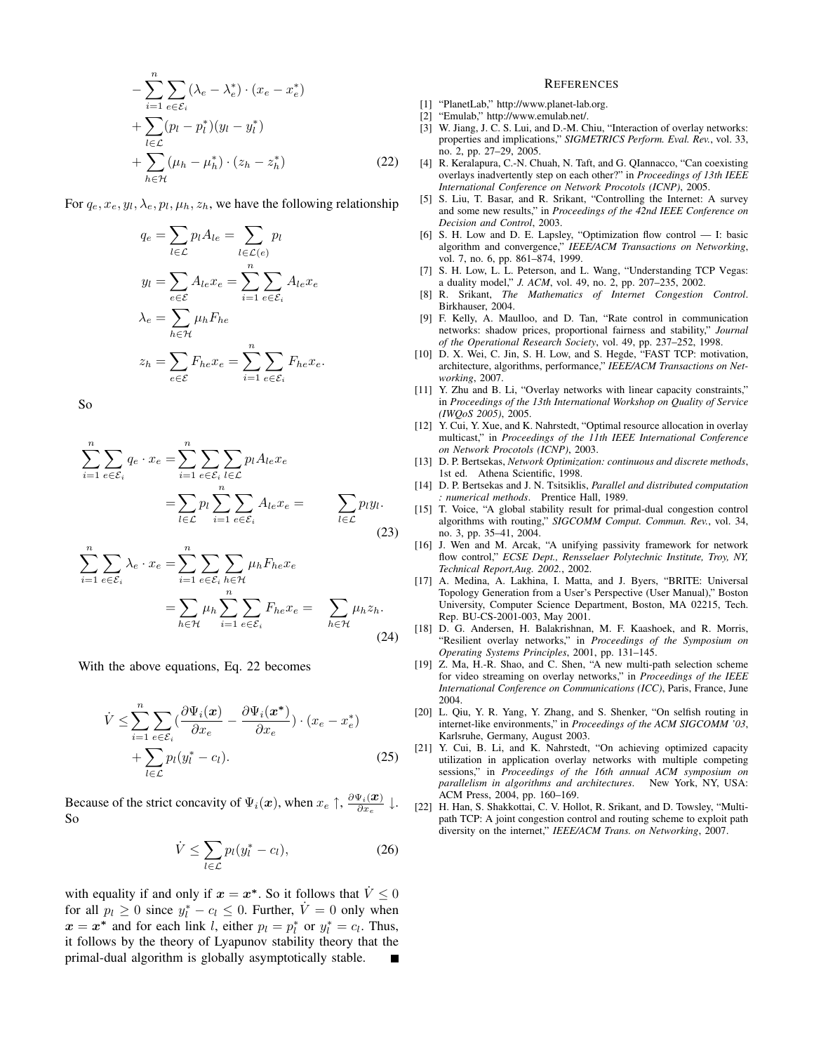$$
\begin{aligned}
&- \sum_{i=1}^{n} \sum_{e \in \mathcal{E}_i} (\lambda_e - \lambda_e^*) \cdot (x_e - x_e^*) \\
&+ \sum_{l \in \mathcal{L}} (p_l - p_l^*)(y_l - y_l^*) \\
&+ \sum_{h \in \mathcal{H}} (\mu_h - \mu_h^*) \cdot (z_h - z_h^*)
\end{aligned} \tag{22}
$$

For $q_e, x_e, y_l, \lambda_e, p_l, \mu_h, z_h$, we have the following relationship

$$
\begin{aligned}
q_e &= \sum_{l \in \mathcal{L}} p_l A_{le} = \sum_{l \in \mathcal{L}(e)} p_l \\
y_l &= \sum_{e \in \mathcal{E}} A_{le} x_e = \sum_{i=1}^{n} \sum_{e \in \mathcal{E}_i} A_{le} x_e \\
\lambda_e &= \sum_{h \in \mathcal{H}} \mu_h F_{he} \\
z_h &= \sum_{e \in \mathcal{E}} F_{he} x_e = \sum_{i=1}^{n} \sum_{e \in \mathcal{E}_i} F_{he} x_e.
\end{aligned}
$$

So

$$
\begin{aligned}
\sum_{i=1}^{n} \sum_{e \in \mathcal{E}_i} q_e \cdot x_e &= \sum_{i=1}^{n} \sum_{e \in \mathcal{E}_i} \sum_{l \in \mathcal{L}} p_l A_{le} x_e \\
&= \sum_{l \in \mathcal{L}} p_l \sum_{i=1}^{n} \sum_{e \in \mathcal{E}_i} A_{le} x_e = \sum_{l \in \mathcal{L}} p_l y_l.
\end{aligned} \tag{23}
$$

$$
\begin{aligned}
\sum_{i=1}^{n} \sum_{e \in \mathcal{E}_i} \lambda_e \cdot x_e &= \sum_{i=1}^{n} \sum_{e \in \mathcal{E}_i} \sum_{h \in \mathcal{H}} \mu_h F_{he} x_e \\
&= \sum_{h \in \mathcal{H}} \mu_h \sum_{i=1}^{n} \sum_{e \in \mathcal{E}_i} F_{he} x_e = \sum_{h \in \mathcal{H}} \mu_h z_h.
\end{aligned} \tag{24}
$$

With the above equations, Eq. 22 becomes

$$
\begin{aligned}
\dot{V} \leq &\sum_{i=1}^{n} \sum_{e \in \mathcal{E}_i} \left(\frac{\partial \Psi_i(\boldsymbol{x})}{\partial x_e} - \frac{\partial \Psi_i(\boldsymbol{x}^*)}{\partial x_e}\right) \cdot (x_e - x_e^*) \\
&+ \sum_{l \in \mathcal{L}} p_l (y_l^* - c_l).
\end{aligned} \tag{25}
$$

Because of the strict concavity of $\Psi_i(\boldsymbol{x})$, when $x_e \uparrow$, $\frac{\partial \Psi_i(\boldsymbol{x})}{\partial x_e} \downarrow$. So

$$
\dot{V} \leq \sum_{l \in \mathcal{L}} p_l (y_l^* - c_l), \tag{26}
$$

with equality if and only if $\boldsymbol{x} = \boldsymbol{x}^*$. So it follows that $\dot{V} \leq 0$ for all $p_l \geq 0$ since $y_l^* - c_l \leq 0$. Further, $\dot{V} = 0$ only when $\boldsymbol{x} = \boldsymbol{x}^*$ and for each link $l$, either $p_l = p_l^*$ or $y_l^* = c_l$. Thus, it follows by the theory of Lyapunov stability theory that the primal-dual algorithm is globally asymptotically stable. ∎

## References

[1] "PlanetLab," http://www.planet-lab.org.

[2] "Emulab," http://www.emulab.net/.

[3] W. Jiang, J. C. S. Lui, and D.-M. Chiu, "Interaction of overlay networks: properties and implications," *SIGMETRICS Perform. Eval. Rev.*, vol. 33, no. 2, pp. 27–29, 2005.

[4] R. Keralapura, C.-N. Chuah, N. Taft, and G. QIannacco, "Can coexisting overlays inadvertently step on each other?" in *Proceedings of 13th IEEE International Conference on Network Procotols (ICNP)*, 2005.

[5] S. Liu, T. Basar, and R. Srikant, "Controlling the Internet: A survey and some new results," in *Proceedings of the 42nd IEEE Conference on Decision and Control*, 2003.

[6] S. H. Low and D. E. Lapsley, "Optimization flow control — I: basic algorithm and convergence," *IEEE/ACM Transactions on Networking*, vol. 7, no. 6, pp. 861–874, 1999.

[7] S. H. Low, L. L. Peterson, and L. Wang, "Understanding TCP Vegas: a duality model," *J. ACM*, vol. 49, no. 2, pp. 207–235, 2002.

[8] R. Srikant, *The Mathematics of Internet Congestion Control*. Birkhauser, 2004.

[9] F. Kelly, A. Maulloo, and D. Tan, "Rate control in communication networks: shadow prices, proportional fairness and stability," *Journal of the Operational Research Society*, vol. 49, pp. 237–252, 1998.

[10] D. X. Wei, C. Jin, S. H. Low, and S. Hegde, "FAST TCP: motivation, architecture, algorithms, performance," *IEEE/ACM Transactions on Networking*, 2007.

[11] Y. Zhu and B. Li, "Overlay networks with linear capacity constraints," in *Proceedings of the 13th International Workshop on Quality of Service (IWQoS 2005)*, 2005.

[12] Y. Cui, Y. Xue, and K. Nahrstedt, "Optimal resource allocation in overlay multicast," in *Proceedings of the 11th IEEE International Conference on Network Procotols (ICNP)*, 2003.

[13] D. P. Bertsekas, *Network Optimization: continuous and discrete methods*, 1st ed. Athena Scientific, 1998.

[14] D. P. Bertsekas and J. N. Tsitsiklis, *Parallel and distributed computation : numerical methods*. Prentice Hall, 1989.

[15] T. Voice, "A global stability result for primal-dual congestion control algorithms with routing," *SIGCOMM Comput. Commun. Rev.*, vol. 34, no. 3, pp. 35–41, 2004.

[16] J. Wen and M. Arcak, "A unifying passivity framework for network flow control," *ECSE Dept., Rensselaer Polytechnic Institute, Troy, NY, Technical Report,Aug. 2002.*, 2002.

[17] A. Medina, A. Lakhina, I. Matta, and J. Byers, "BRITE: Universal Topology Generation from a User's Perspective (User Manual)," Boston University, Computer Science Department, Boston, MA 02215, Tech. Rep. BU-CS-2001-003, May 2001.

[18] D. G. Andersen, H. Balakrishnan, M. F. Kaashoek, and R. Morris, "Resilient overlay networks," in *Proceedings of the Symposium on Operating Systems Principles*, 2001, pp. 131–145.

[19] Z. Ma, H.-R. Shao, and C. Shen, "A new multi-path selection scheme for video streaming on overlay networks," in *Proceedings of the IEEE International Conference on Communications (ICC)*, Paris, France, June 2004.

[20] L. Qiu, Y. R. Yang, Y. Zhang, and S. Shenker, "On selfish routing in internet-like environments," in *Proceedings of the ACM SIGCOMM '03*, Karlsruhe, Germany, August 2003.

[21] Y. Cui, B. Li, and K. Nahrstedt, "On achieving optimized capacity utilization in application overlay networks with multiple competing sessions," in *Proceedings of the 16th annual ACM symposium on parallelism in algorithms and architectures*. New York, NY, USA: ACM Press, 2004, pp. 160–169.

[22] H. Han, S. Shakkottai, C. V. Hollot, R. Srikant, and D. Towsley, "Multi-path TCP: A joint congestion control and routing scheme to exploit path diversity on the internet," *IEEE/ACM Trans. on Networking*, 2007.